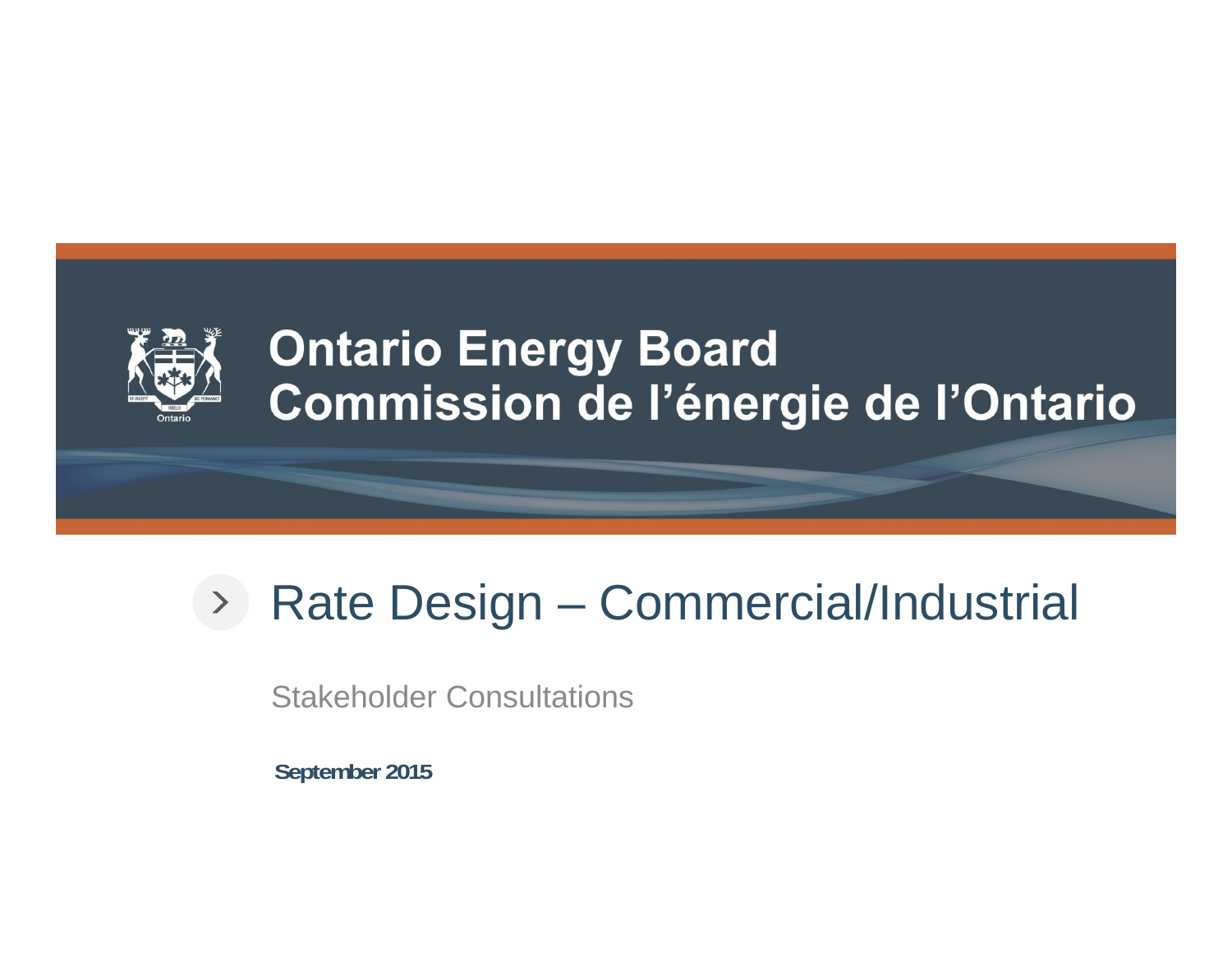**Ontario Energy Board**
**Commission de l'énergie de l'Ontario**

# Rate Design – Commercial/Industrial

Stakeholder Consultations

**September 2015**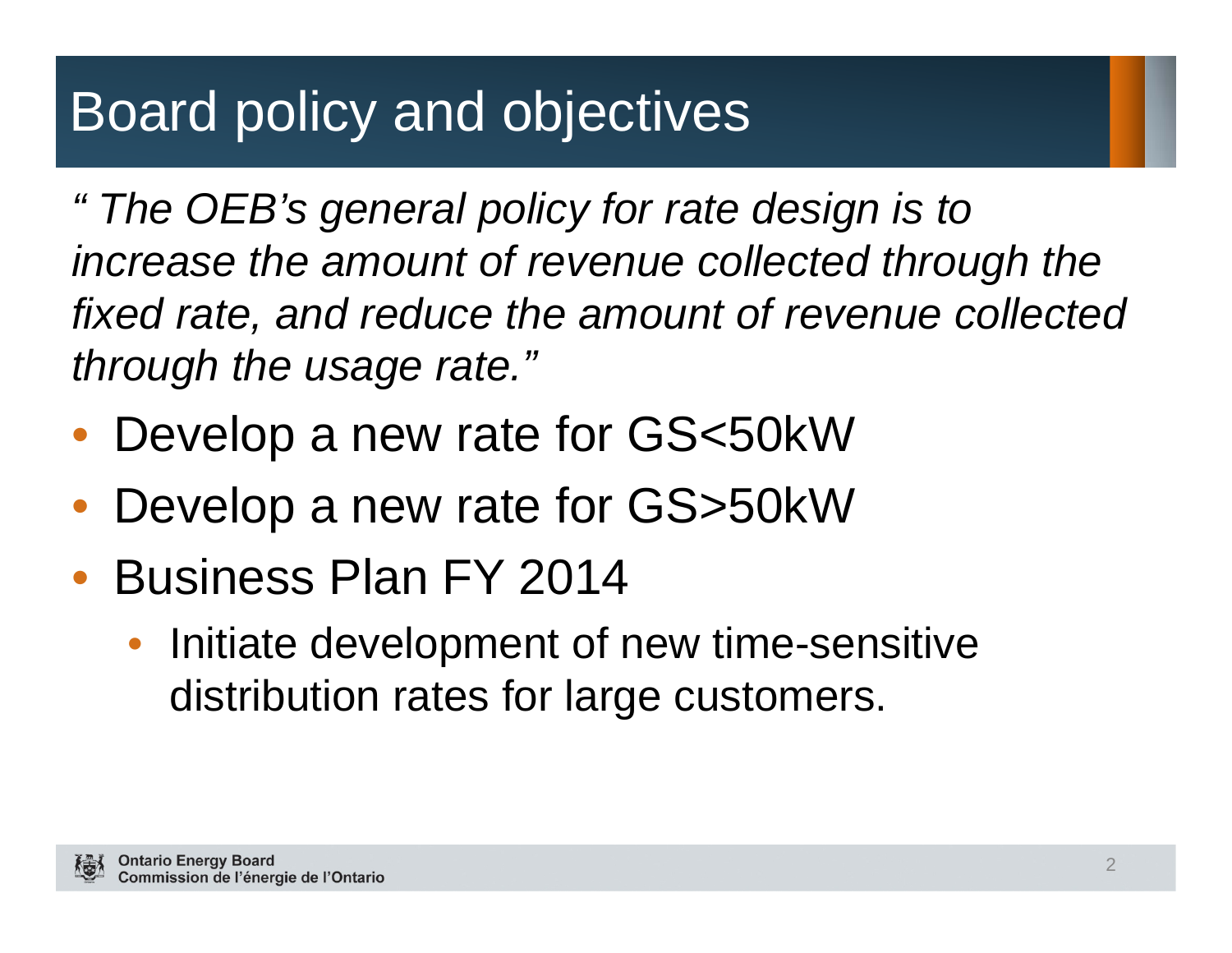# Board policy and objectives

*" The OEB's general policy for rate design is to increase the amount of revenue collected through the fixed rate, and reduce the amount of revenue collected through the usage rate."*

- Develop a new rate for GS<50kW
- Develop a new rate for GS>50kW
- Business Plan FY 2014
  - Initiate development of new time-sensitive distribution rates for large customers.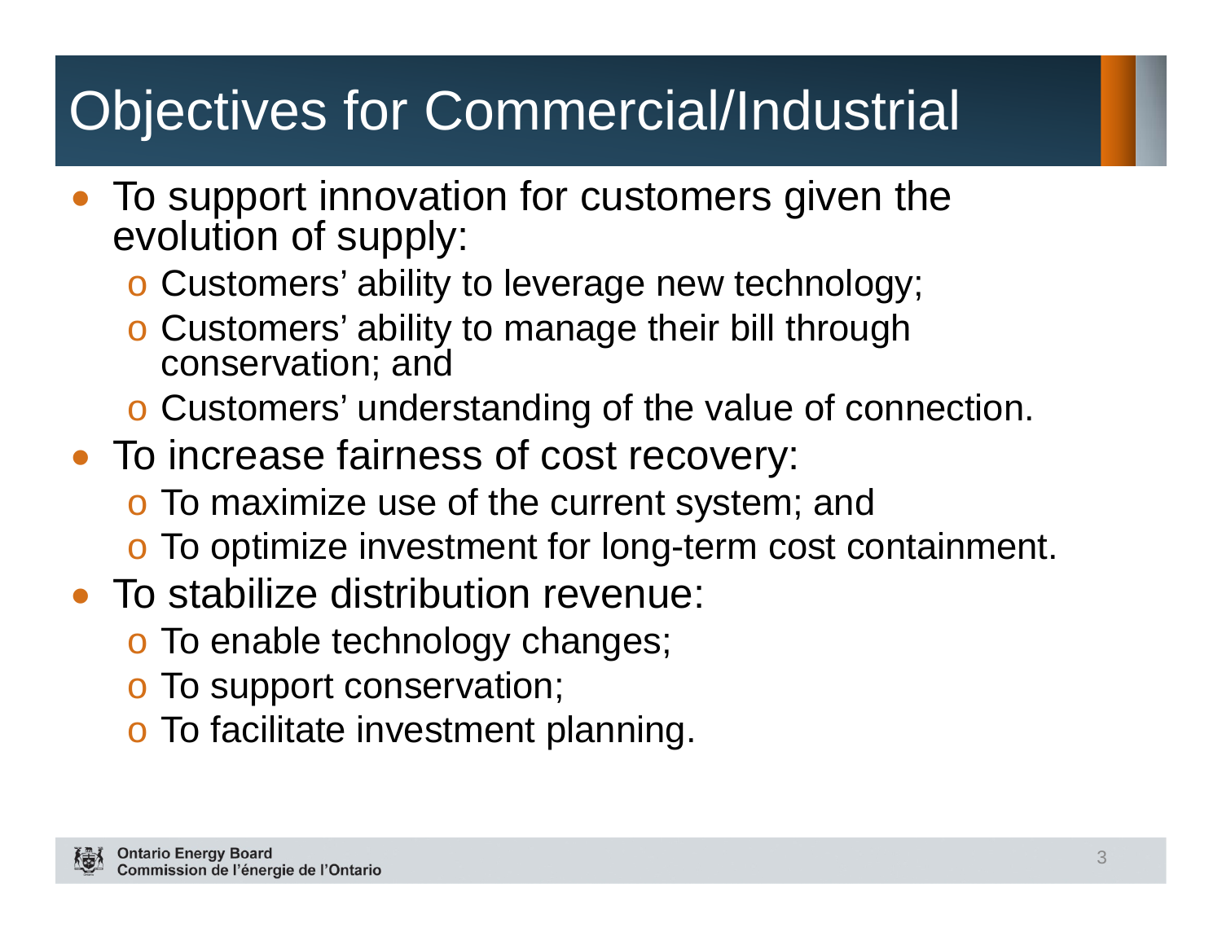# Objectives for Commercial/Industrial

- To support innovation for customers given the evolution of supply:
  - Customers' ability to leverage new technology;
  - Customers' ability to manage their bill through conservation; and
  - Customers' understanding of the value of connection.
- To increase fairness of cost recovery:
  - To maximize use of the current system; and
  - To optimize investment for long-term cost containment.
- To stabilize distribution revenue:
  - To enable technology changes;
  - To support conservation;
  - To facilitate investment planning.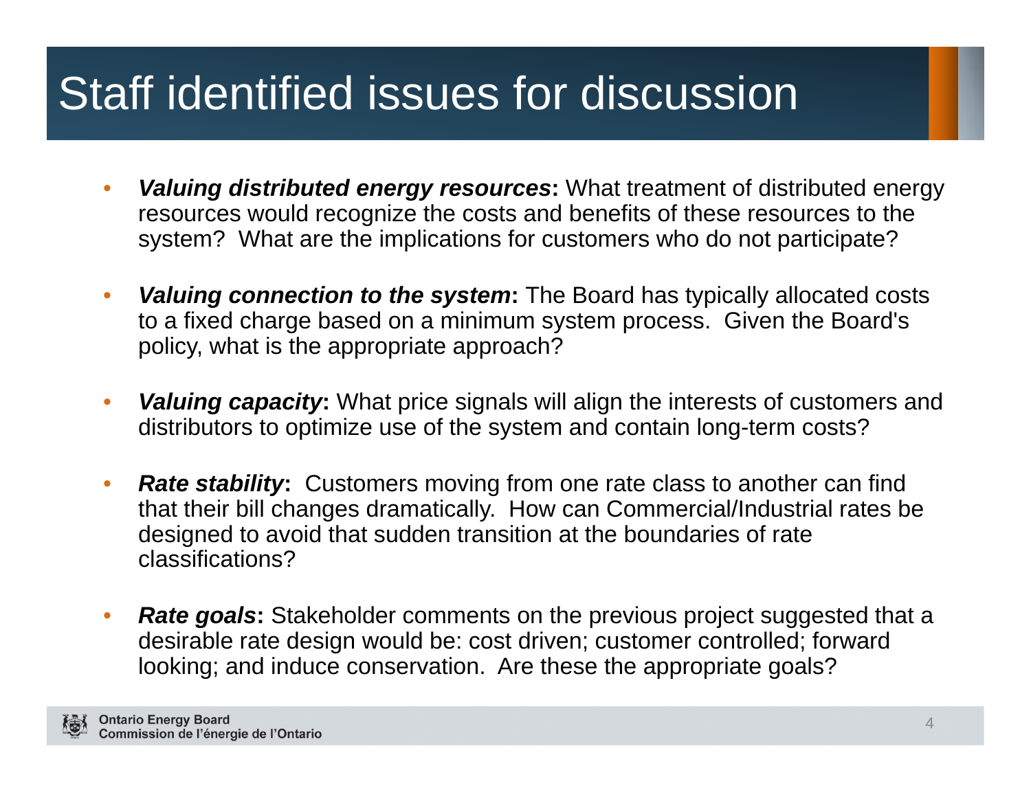# Staff identified issues for discussion

- ***Valuing distributed energy resources*:** What treatment of distributed energy resources would recognize the costs and benefits of these resources to the system? What are the implications for customers who do not participate?

- ***Valuing connection to the system*:** The Board has typically allocated costs to a fixed charge based on a minimum system process. Given the Board's policy, what is the appropriate approach?

- ***Valuing capacity*:** What price signals will align the interests of customers and distributors to optimize use of the system and contain long-term costs?

- ***Rate stability*:** Customers moving from one rate class to another can find that their bill changes dramatically. How can Commercial/Industrial rates be designed to avoid that sudden transition at the boundaries of rate classifications?

- ***Rate goals*:** Stakeholder comments on the previous project suggested that a desirable rate design would be: cost driven; customer controlled; forward looking; and induce conservation. Are these the appropriate goals?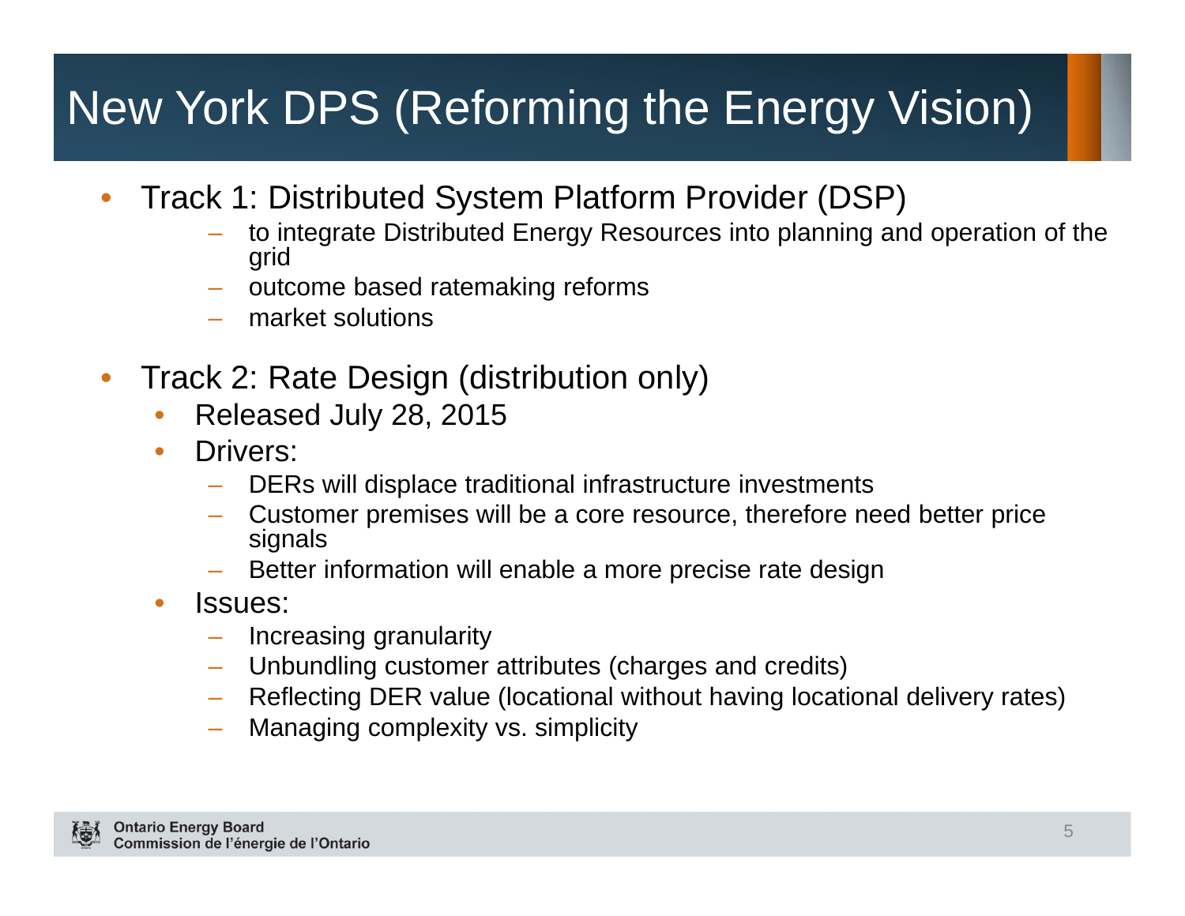# New York DPS (Reforming the Energy Vision)

- Track 1: Distributed System Platform Provider (DSP)
  - to integrate Distributed Energy Resources into planning and operation of the grid
  - outcome based ratemaking reforms
  - market solutions

- Track 2: Rate Design (distribution only)
  - Released July 28, 2015
  - Drivers:
    - DERs will displace traditional infrastructure investments
    - Customer premises will be a core resource, therefore need better price signals
    - Better information will enable a more precise rate design
  - Issues:
    - Increasing granularity
    - Unbundling customer attributes (charges and credits)
    - Reflecting DER value (locational without having locational delivery rates)
    - Managing complexity vs. simplicity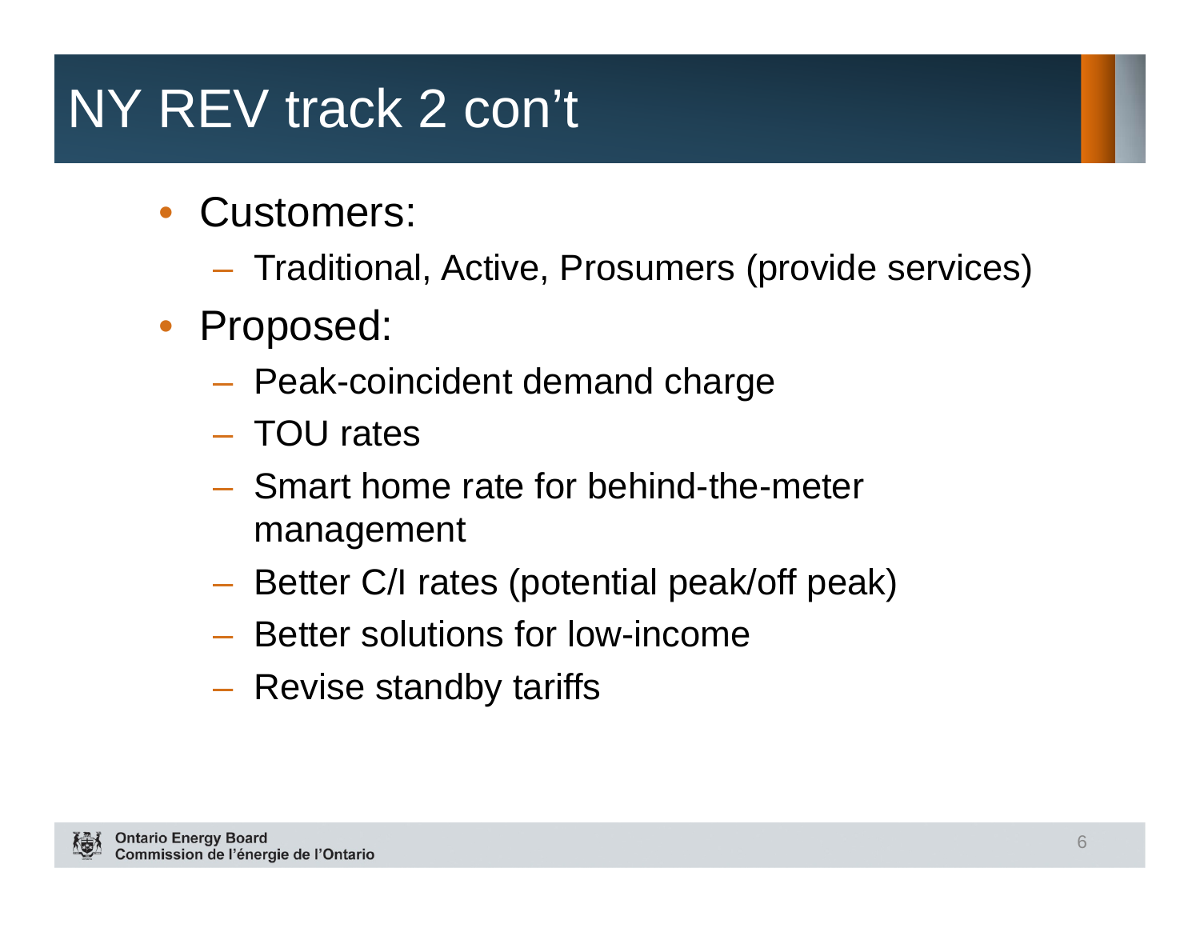# NY REV track 2 con't

- Customers:
  - Traditional, Active, Prosumers (provide services)
- Proposed:
  - Peak-coincident demand charge
  - TOU rates
  - Smart home rate for behind-the-meter management
  - Better C/I rates (potential peak/off peak)
  - Better solutions for low-income
  - Revise standby tariffs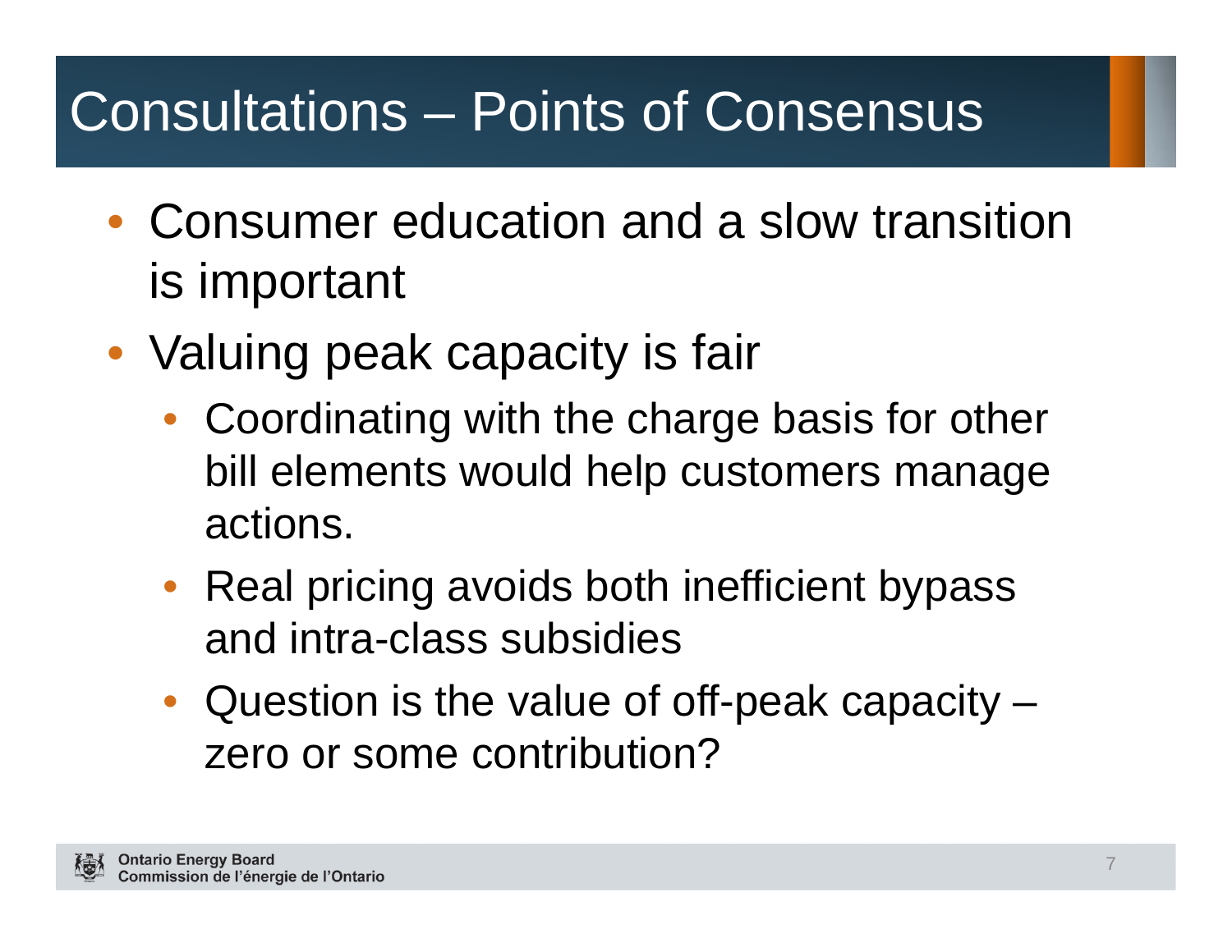# Consultations – Points of Consensus

- Consumer education and a slow transition is important
- Valuing peak capacity is fair
  - Coordinating with the charge basis for other bill elements would help customers manage actions.
  - Real pricing avoids both inefficient bypass and intra-class subsidies
  - Question is the value of off-peak capacity – zero or some contribution?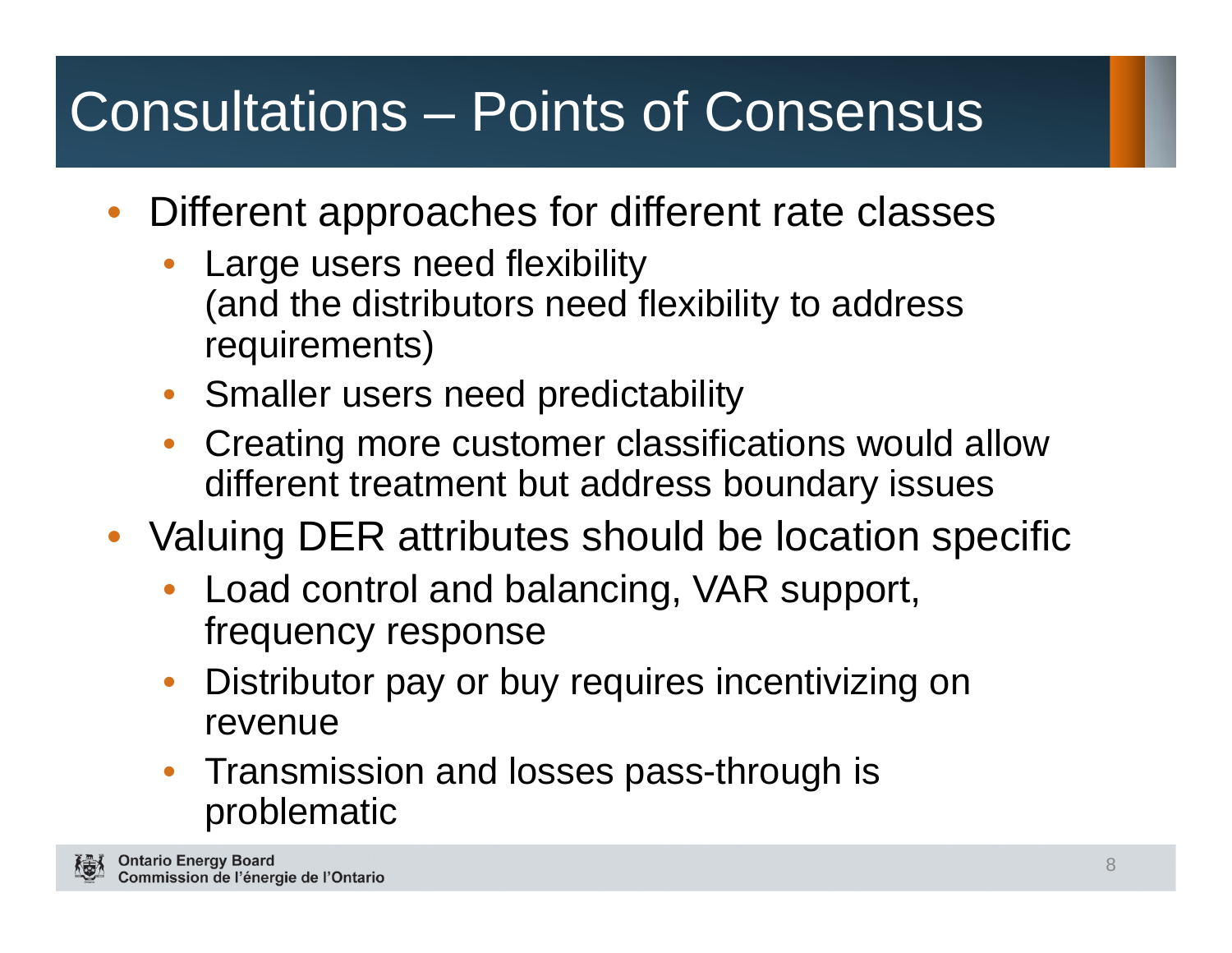# Consultations – Points of Consensus

- Different approaches for different rate classes
  - Large users need flexibility (and the distributors need flexibility to address requirements)
  - Smaller users need predictability
  - Creating more customer classifications would allow different treatment but address boundary issues
- Valuing DER attributes should be location specific
  - Load control and balancing, VAR support, frequency response
  - Distributor pay or buy requires incentivizing on revenue
  - Transmission and losses pass-through is problematic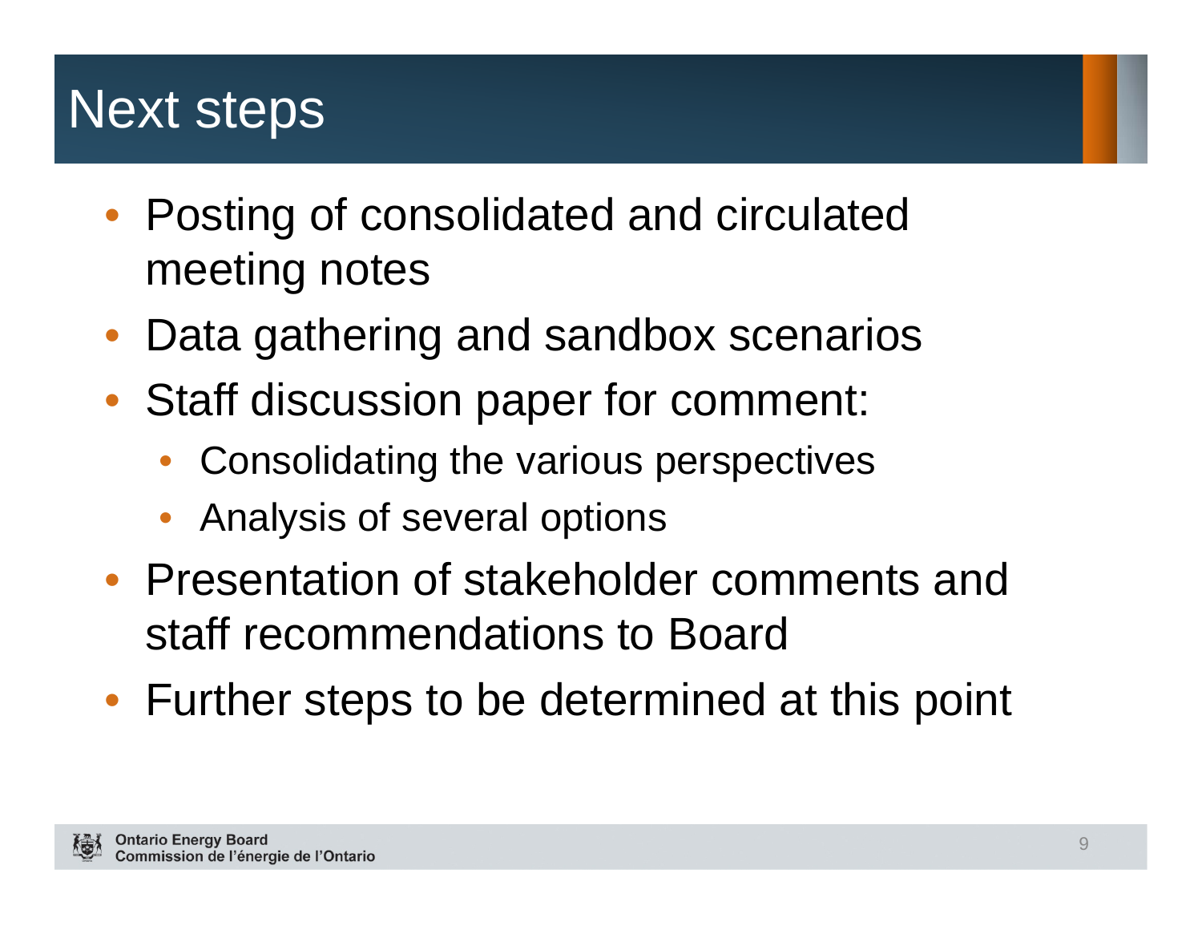# Next steps

- Posting of consolidated and circulated meeting notes
- Data gathering and sandbox scenarios
- Staff discussion paper for comment:
  - Consolidating the various perspectives
  - Analysis of several options
- Presentation of stakeholder comments and staff recommendations to Board
- Further steps to be determined at this point